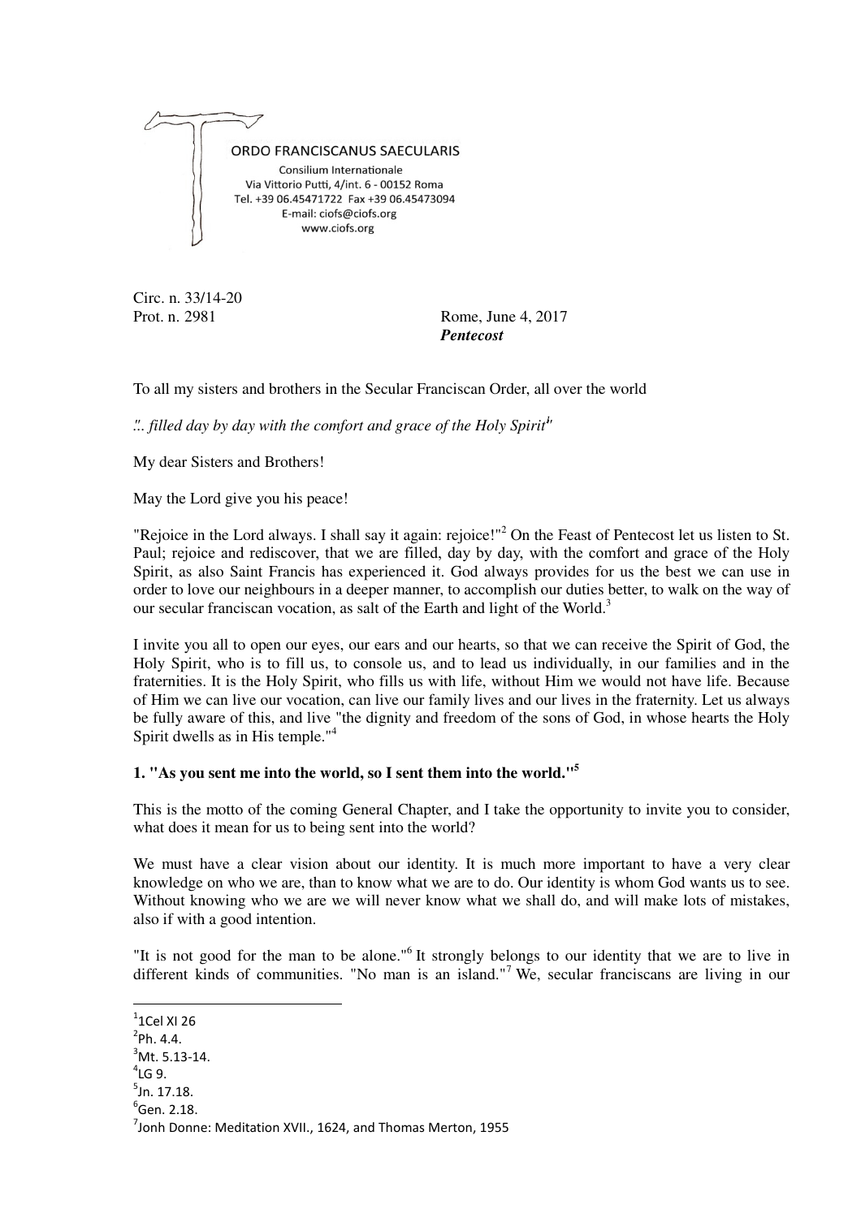ORDO FRANCISCANUS SAECULARIS
Consilium Internationale
Via Vittorio Putti, 4/int. 6 - 00152 Roma
Tel. +39 06.45471722 Fax +39 06.45473094
E-mail: ciofs@ciofs.org
www.ciofs.org

Circ. n. 33/14-20
Prot. n. 2981

Rome, June 4, 2017
***Pentecost***

To all my sisters and brothers in the Secular Franciscan Order, all over the world

*"... filled day by day with the comfort and grace of the Holy Spirit[1]"*

My dear Sisters and Brothers!

May the Lord give you his peace!

"Rejoice in the Lord always. I shall say it again: rejoice!"[2] On the Feast of Pentecost let us listen to St. Paul; rejoice and rediscover, that we are filled, day by day, with the comfort and grace of the Holy Spirit, as also Saint Francis has experienced it. God always provides for us the best we can use in order to love our neighbours in a deeper manner, to accomplish our duties better, to walk on the way of our secular franciscan vocation, as salt of the Earth and light of the World.[3]

I invite you all to open our eyes, our ears and our hearts, so that we can receive the Spirit of God, the Holy Spirit, who is to fill us, to console us, and to lead us individually, in our families and in the fraternities. It is the Holy Spirit, who fills us with life, without Him we would not have life. Because of Him we can live our vocation, can live our family lives and our lives in the fraternity. Let us always be fully aware of this, and live "the dignity and freedom of the sons of God, in whose hearts the Holy Spirit dwells as in His temple."[4]

**1. "As you sent me into the world, so I sent them into the world."[5]**

This is the motto of the coming General Chapter, and I take the opportunity to invite you to consider, what does it mean for us to being sent into the world?

We must have a clear vision about our identity. It is much more important to have a very clear knowledge on who we are, than to know what we are to do. Our identity is whom God wants us to see. Without knowing who we are we will never know what we shall do, and will make lots of mistakes, also if with a good intention.

"It is not good for the man to be alone."[6] It strongly belongs to our identity that we are to live in different kinds of communities. "No man is an island."[7] We, secular franciscans are living in our

---

[1] 1Cel XI 26
[2] Ph. 4.4.
[3] Mt. 5.13-14.
[4] LG 9.
[5] Jn. 17.18.
[6] Gen. 2.18.
[7] Jonh Donne: Meditation XVII., 1624, and Thomas Merton, 1955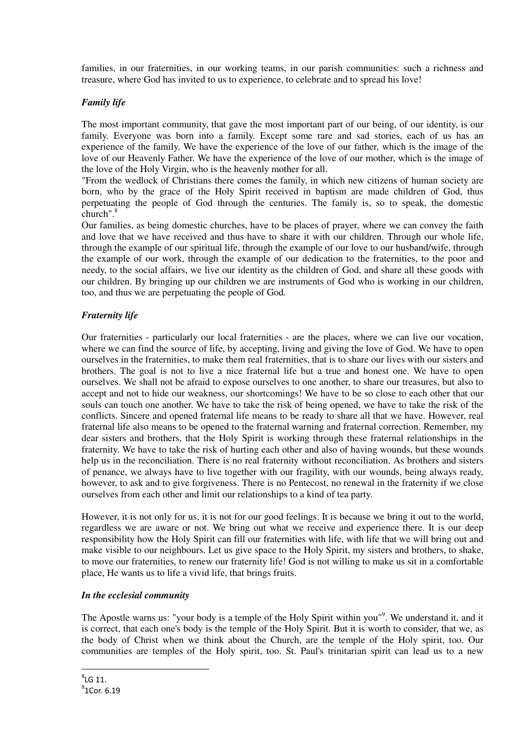families, in our fraternities, in our working teams, in our parish communities: such a richness and treasure, where God has invited to us to experience, to celebrate and to spread his love!

### *Family life*

The most important community, that gave the most important part of our being, of our identity, is our family. Everyone was born into a family. Except some rare and sad stories, each of us has an experience of the family. We have the experience of the love of our father, which is the image of the love of our Heavenly Father. We have the experience of the love of our mother, which is the image of the love of the Holy Virgin, who is the heavenly mother for all.

"From the wedlock of Christians there comes the family, in which new citizens of human society are born, who by the grace of the Holy Spirit received in baptism are made children of God, thus perpetuating the people of God through the centuries. The family is, so to speak, the domestic church".[8]

Our families, as being domestic churches, have to be places of prayer, where we can convey the faith and love that we have received and thus have to share it with our children. Through our whole life, through the example of our spiritual life, through the example of our love to our husband/wife, through the example of our work, through the example of our dedication to the fraternities, to the poor and needy, to the social affairs, we live our identity as the children of God, and share all these goods with our children. By bringing up our children we are instruments of God who is working in our children, too, and thus we are perpetuating the people of God.

### *Fraternity life*

Our fraternities - particularly our local fraternities - are the places, where we can live our vocation, where we can find the source of life, by accepting, living and giving the love of God. We have to open ourselves in the fraternities, to make them real fraternities, that is to share our lives with our sisters and brothers. The goal is not to live a nice fraternal life but a true and honest one. We have to open ourselves. We shall not be afraid to expose ourselves to one another, to share our treasures, but also to accept and not to hide our weakness, our shortcomings! We have to be so close to each other that our souls can touch one another. We have to take the risk of being opened, we have to take the risk of the conflicts. Sincere and opened fraternal life means to be ready to share all that we have. However, real fraternal life also means to be opened to the fraternal warning and fraternal correction. Remember, my dear sisters and brothers, that the Holy Spirit is working through these fraternal relationships in the fraternity. We have to take the risk of hurting each other and also of having wounds, but these wounds help us in the reconciliation. There is no real fraternity without reconciliation. As brothers and sisters of penance, we always have to live together with our fragility, with our wounds, being always ready, however, to ask and to give forgiveness. There is no Pentecost, no renewal in the fraternity if we close ourselves from each other and limit our relationships to a kind of tea party.

However, it is not only for us, it is not for our good feelings. It is because we bring it out to the world, regardless we are aware or not. We bring out what we receive and experience there. It is our deep responsibility how the Holy Spirit can fill our fraternities with life, with life that we will bring out and make visible to our neighbours. Let us give space to the Holy Spirit, my sisters and brothers, to shake, to move our fraternities, to renew our fraternity life! God is not willing to make us sit in a comfortable place, He wants us to life a vivid life, that brings fruits.

### *In the ecclesial community*

The Apostle warns us: "your body is a temple of the Holy Spirit within you"[9]. We understand it, and it is correct, that each one's body is the temple of the Holy Spirit. But it is worth to consider, that we, as the body of Christ when we think about the Church, are the temple of the Holy spirit, too. Our communities are temples of the Holy spirit, too. St. Paul's trinitarian spirit can lead us to a new

---

[8] LG 11.

[9] 1Cor. 6.19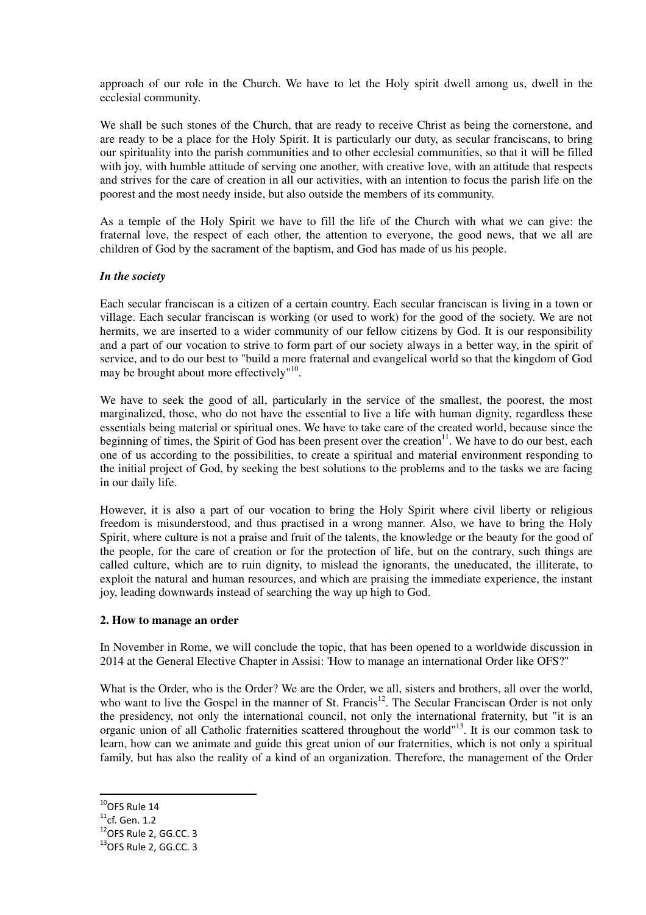approach of our role in the Church. We have to let the Holy spirit dwell among us, dwell in the ecclesial community.

We shall be such stones of the Church, that are ready to receive Christ as being the cornerstone, and are ready to be a place for the Holy Spirit. It is particularly our duty, as secular franciscans, to bring our spirituality into the parish communities and to other ecclesial communities, so that it will be filled with joy, with humble attitude of serving one another, with creative love, with an attitude that respects and strives for the care of creation in all our activities, with an intention to focus the parish life on the poorest and the most needy inside, but also outside the members of its community.

As a temple of the Holy Spirit we have to fill the life of the Church with what we can give: the fraternal love, the respect of each other, the attention to everyone, the good news, that we all are children of God by the sacrament of the baptism, and God has made of us his people.

***In the society***

Each secular franciscan is a citizen of a certain country. Each secular franciscan is living in a town or village. Each secular franciscan is working (or used to work) for the good of the society. We are not hermits, we are inserted to a wider community of our fellow citizens by God. It is our responsibility and a part of our vocation to strive to form part of our society always in a better way, in the spirit of service, and to do our best to "build a more fraternal and evangelical world so that the kingdom of God may be brought about more effectively"[10].

We have to seek the good of all, particularly in the service of the smallest, the poorest, the most marginalized, those, who do not have the essential to live a life with human dignity, regardless these essentials being material or spiritual ones. We have to take care of the created world, because since the beginning of times, the Spirit of God has been present over the creation[11]. We have to do our best, each one of us according to the possibilities, to create a spiritual and material environment responding to the initial project of God, by seeking the best solutions to the problems and to the tasks we are facing in our daily life.

However, it is also a part of our vocation to bring the Holy Spirit where civil liberty or religious freedom is misunderstood, and thus practised in a wrong manner. Also, we have to bring the Holy Spirit, where culture is not a praise and fruit of the talents, the knowledge or the beauty for the good of the people, for the care of creation or for the protection of life, but on the contrary, such things are called culture, which are to ruin dignity, to mislead the ignorants, the uneducated, the illiterate, to exploit the natural and human resources, and which are praising the immediate experience, the instant joy, leading downwards instead of searching the way up high to God.

**2. How to manage an order**

In November in Rome, we will conclude the topic, that has been opened to a worldwide discussion in 2014 at the General Elective Chapter in Assisi: 'How to manage an international Order like OFS?"

What is the Order, who is the Order? We are the Order, we all, sisters and brothers, all over the world, who want to live the Gospel in the manner of St. Francis[12]. The Secular Franciscan Order is not only the presidency, not only the international council, not only the international fraternity, but "it is an organic union of all Catholic fraternities scattered throughout the world"[13]. It is our common task to learn, how can we animate and guide this great union of our fraternities, which is not only a spiritual family, but has also the reality of a kind of an organization. Therefore, the management of the Order

[10] OFS Rule 14
[11] cf. Gen. 1.2
[12] OFS Rule 2, GG.CC. 3
[13] OFS Rule 2, GG.CC. 3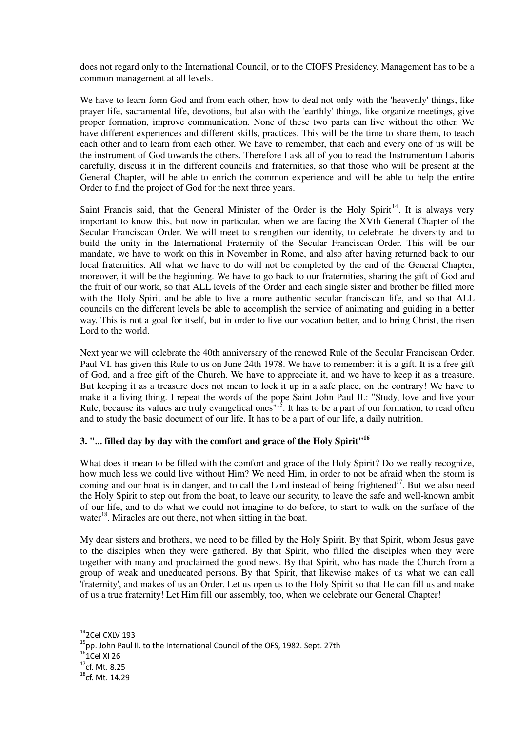does not regard only to the International Council, or to the CIOFS Presidency. Management has to be a common management at all levels.

We have to learn form God and from each other, how to deal not only with the 'heavenly' things, like prayer life, sacramental life, devotions, but also with the 'earthly' things, like organize meetings, give proper formation, improve communication. None of these two parts can live without the other. We have different experiences and different skills, practices. This will be the time to share them, to teach each other and to learn from each other. We have to remember, that each and every one of us will be the instrument of God towards the others. Therefore I ask all of you to read the Instrumentum Laboris carefully, discuss it in the different councils and fraternities, so that those who will be present at the General Chapter, will be able to enrich the common experience and will be able to help the entire Order to find the project of God for the next three years.

Saint Francis said, that the General Minister of the Order is the Holy Spirit[14]. It is always very important to know this, but now in particular, when we are facing the XVth General Chapter of the Secular Franciscan Order. We will meet to strengthen our identity, to celebrate the diversity and to build the unity in the International Fraternity of the Secular Franciscan Order. This will be our mandate, we have to work on this in November in Rome, and also after having returned back to our local fraternities. All what we have to do will not be completed by the end of the General Chapter, moreover, it will be the beginning. We have to go back to our fraternities, sharing the gift of God and the fruit of our work, so that ALL levels of the Order and each single sister and brother be filled more with the Holy Spirit and be able to live a more authentic secular franciscan life, and so that ALL councils on the different levels be able to accomplish the service of animating and guiding in a better way. This is not a goal for itself, but in order to live our vocation better, and to bring Christ, the risen Lord to the world.

Next year we will celebrate the 40th anniversary of the renewed Rule of the Secular Franciscan Order. Paul VI. has given this Rule to us on June 24th 1978. We have to remember: it is a gift. It is a free gift of God, and a free gift of the Church. We have to appreciate it, and we have to keep it as a treasure. But keeping it as a treasure does not mean to lock it up in a safe place, on the contrary! We have to make it a living thing. I repeat the words of the pope Saint John Paul II.: "Study, love and live your Rule, because its values are truly evangelical ones"[15]. It has to be a part of our formation, to read often and to study the basic document of our life. It has to be a part of our life, a daily nutrition.

### 3. "... filled day by day with the comfort and grace of the Holy Spirit"[16]

What does it mean to be filled with the comfort and grace of the Holy Spirit? Do we really recognize, how much less we could live without Him? We need Him, in order to not be afraid when the storm is coming and our boat is in danger, and to call the Lord instead of being frightened[17]. But we also need the Holy Spirit to step out from the boat, to leave our security, to leave the safe and well-known ambit of our life, and to do what we could not imagine to do before, to start to walk on the surface of the water[18]. Miracles are out there, not when sitting in the boat.

My dear sisters and brothers, we need to be filled by the Holy Spirit. By that Spirit, whom Jesus gave to the disciples when they were gathered. By that Spirit, who filled the disciples when they were together with many and proclaimed the good news. By that Spirit, who has made the Church from a group of weak and uneducated persons. By that Spirit, that likewise makes of us what we can call 'fraternity', and makes of us an Order. Let us open us to the Holy Spirit so that He can fill us and make of us a true fraternity! Let Him fill our assembly, too, when we celebrate our General Chapter!

---

[14] 2Cel CXLV 193
[15] pp. John Paul II. to the International Council of the OFS, 1982. Sept. 27th
[16] 1Cel XI 26
[17] cf. Mt. 8.25
[18] cf. Mt. 14.29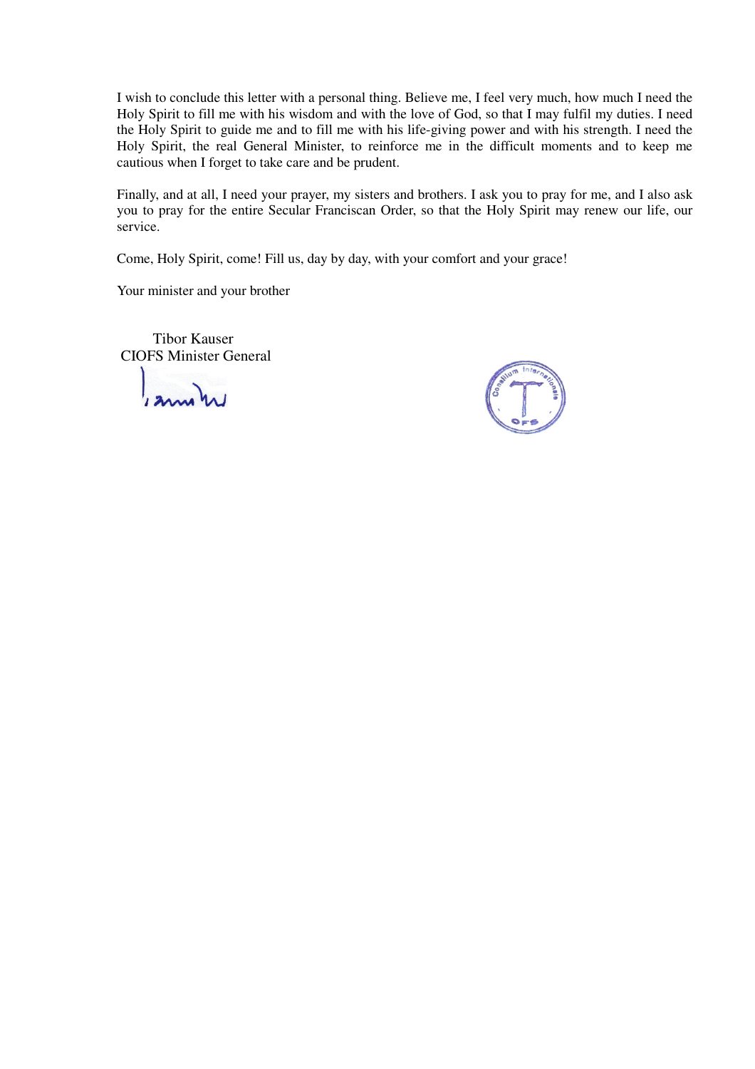I wish to conclude this letter with a personal thing. Believe me, I feel very much, how much I need the Holy Spirit to fill me with his wisdom and with the love of God, so that I may fulfil my duties. I need the Holy Spirit to guide me and to fill me with his life-giving power and with his strength. I need the Holy Spirit, the real General Minister, to reinforce me in the difficult moments and to keep me cautious when I forget to take care and be prudent.

Finally, and at all, I need your prayer, my sisters and brothers. I ask you to pray for me, and I also ask you to pray for the entire Secular Franciscan Order, so that the Holy Spirit may renew our life, our service.

Come, Holy Spirit, come! Fill us, day by day, with your comfort and your grace!

Your minister and your brother

Tibor Kauser
CIOFS Minister General